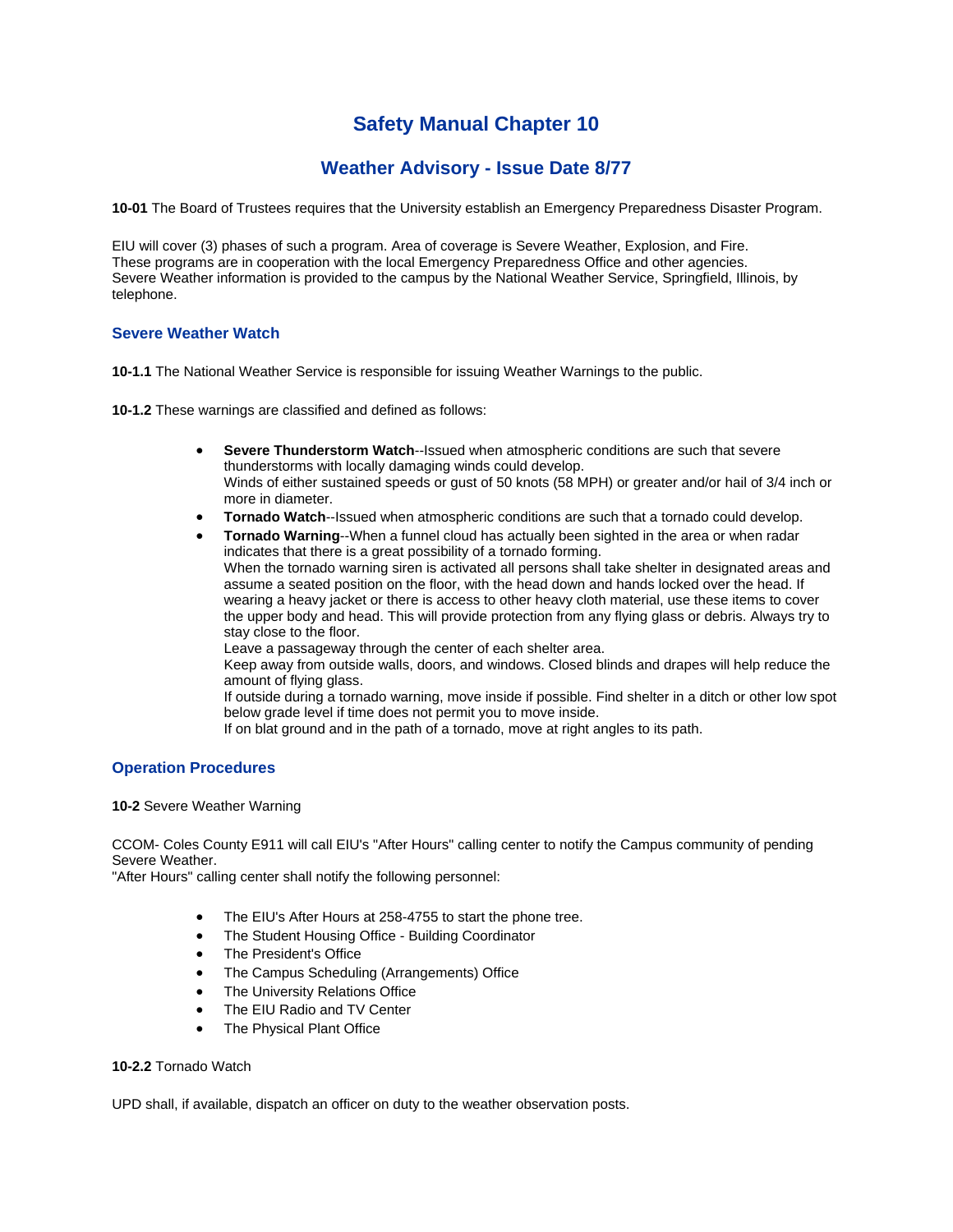# Safety Manual Chapter 10

## Weather Advisory - Issue Date 8/77

**10-01** The Board of Trustees requires that the University establish an Emergency Preparedness Disaster Program.

EIU will cover (3) phases of such a program. Area of coverage is Severe Weather, Explosion, and Fire.
These programs are in cooperation with the local Emergency Preparedness Office and other agencies.
Severe Weather information is provided to the campus by the National Weather Service, Springfield, Illinois, by telephone.

### Severe Weather Watch

**10-1.1** The National Weather Service is responsible for issuing Weather Warnings to the public.

**10-1.2** These warnings are classified and defined as follows:

- **Severe Thunderstorm Watch**--Issued when atmospheric conditions are such that severe thunderstorms with locally damaging winds could develop.
  Winds of either sustained speeds or gust of 50 knots (58 MPH) or greater and/or hail of 3/4 inch or more in diameter.
- **Tornado Watch**--Issued when atmospheric conditions are such that a tornado could develop.
- **Tornado Warning**--When a funnel cloud has actually been sighted in the area or when radar indicates that there is a great possibility of a tornado forming.
  When the tornado warning siren is activated all persons shall take shelter in designated areas and assume a seated position on the floor, with the head down and hands locked over the head. If wearing a heavy jacket or there is access to other heavy cloth material, use these items to cover the upper body and head. This will provide protection from any flying glass or debris. Always try to stay close to the floor.
  Leave a passageway through the center of each shelter area.
  Keep away from outside walls, doors, and windows. Closed blinds and drapes will help reduce the amount of flying glass.
  If outside during a tornado warning, move inside if possible. Find shelter in a ditch or other low spot below grade level if time does not permit you to move inside.
  If on blat ground and in the path of a tornado, move at right angles to its path.

### Operation Procedures

**10-2** Severe Weather Warning

CCOM- Coles County E911 will call EIU's "After Hours" calling center to notify the Campus community of pending Severe Weather.
"After Hours" calling center shall notify the following personnel:

- The EIU's After Hours at 258-4755 to start the phone tree.
- The Student Housing Office - Building Coordinator
- The President's Office
- The Campus Scheduling (Arrangements) Office
- The University Relations Office
- The EIU Radio and TV Center
- The Physical Plant Office

**10-2.2** Tornado Watch

UPD shall, if available, dispatch an officer on duty to the weather observation posts.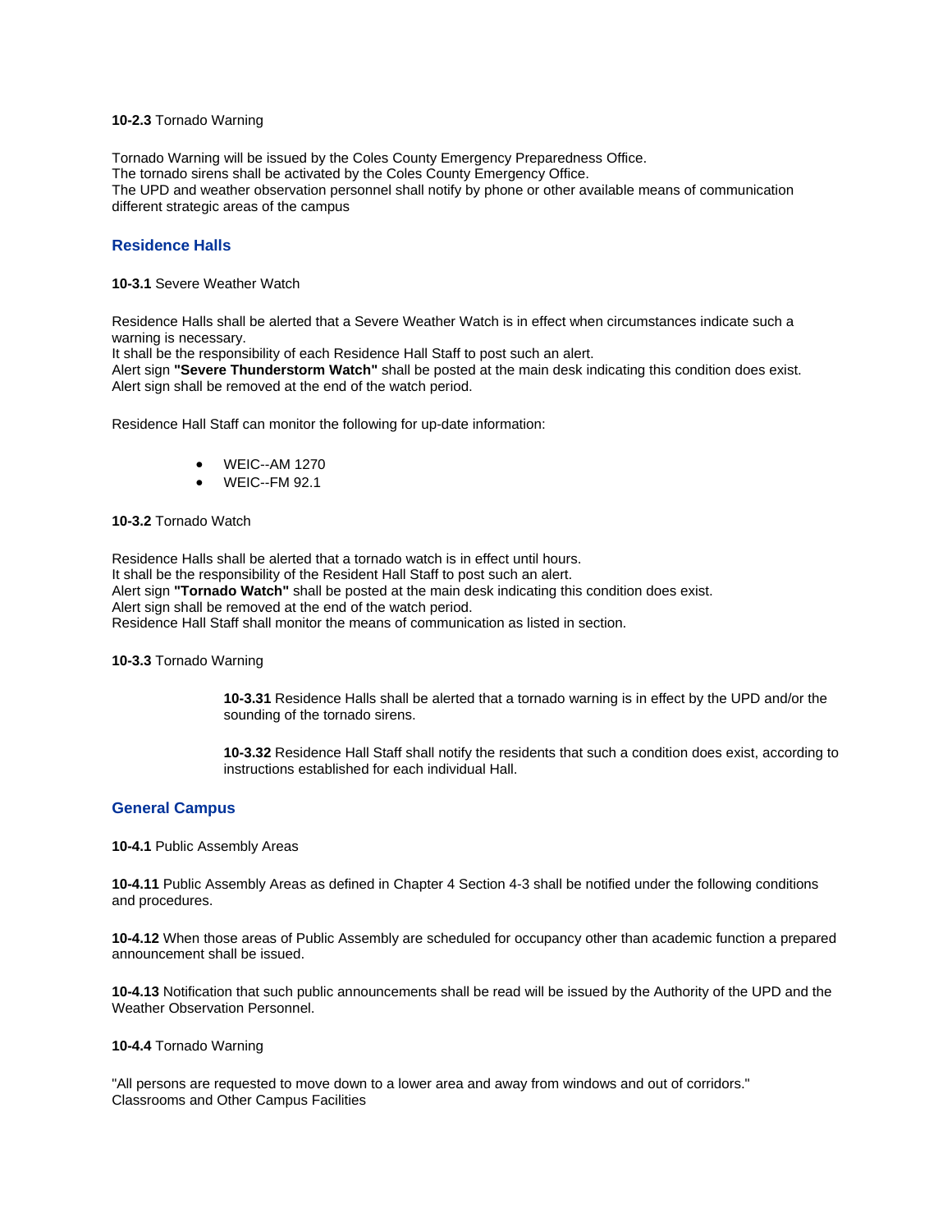**10-2.3** Tornado Warning

Tornado Warning will be issued by the Coles County Emergency Preparedness Office.
The tornado sirens shall be activated by the Coles County Emergency Office.
The UPD and weather observation personnel shall notify by phone or other available means of communication different strategic areas of the campus

## Residence Halls

**10-3.1** Severe Weather Watch

Residence Halls shall be alerted that a Severe Weather Watch is in effect when circumstances indicate such a warning is necessary.
It shall be the responsibility of each Residence Hall Staff to post such an alert.
Alert sign **"Severe Thunderstorm Watch"** shall be posted at the main desk indicating this condition does exist.
Alert sign shall be removed at the end of the watch period.

Residence Hall Staff can monitor the following for up-date information:

- WEIC--AM 1270
- WEIC--FM 92.1

**10-3.2** Tornado Watch

Residence Halls shall be alerted that a tornado watch is in effect until hours.
It shall be the responsibility of the Resident Hall Staff to post such an alert.
Alert sign **"Tornado Watch"** shall be posted at the main desk indicating this condition does exist.
Alert sign shall be removed at the end of the watch period.
Residence Hall Staff shall monitor the means of communication as listed in section.

**10-3.3** Tornado Warning

**10-3.31** Residence Halls shall be alerted that a tornado warning is in effect by the UPD and/or the sounding of the tornado sirens.

**10-3.32** Residence Hall Staff shall notify the residents that such a condition does exist, according to instructions established for each individual Hall.

## General Campus

**10-4.1** Public Assembly Areas

**10-4.11** Public Assembly Areas as defined in Chapter 4 Section 4-3 shall be notified under the following conditions and procedures.

**10-4.12** When those areas of Public Assembly are scheduled for occupancy other than academic function a prepared announcement shall be issued.

**10-4.13** Notification that such public announcements shall be read will be issued by the Authority of the UPD and the Weather Observation Personnel.

**10-4.4** Tornado Warning

"All persons are requested to move down to a lower area and away from windows and out of corridors."
Classrooms and Other Campus Facilities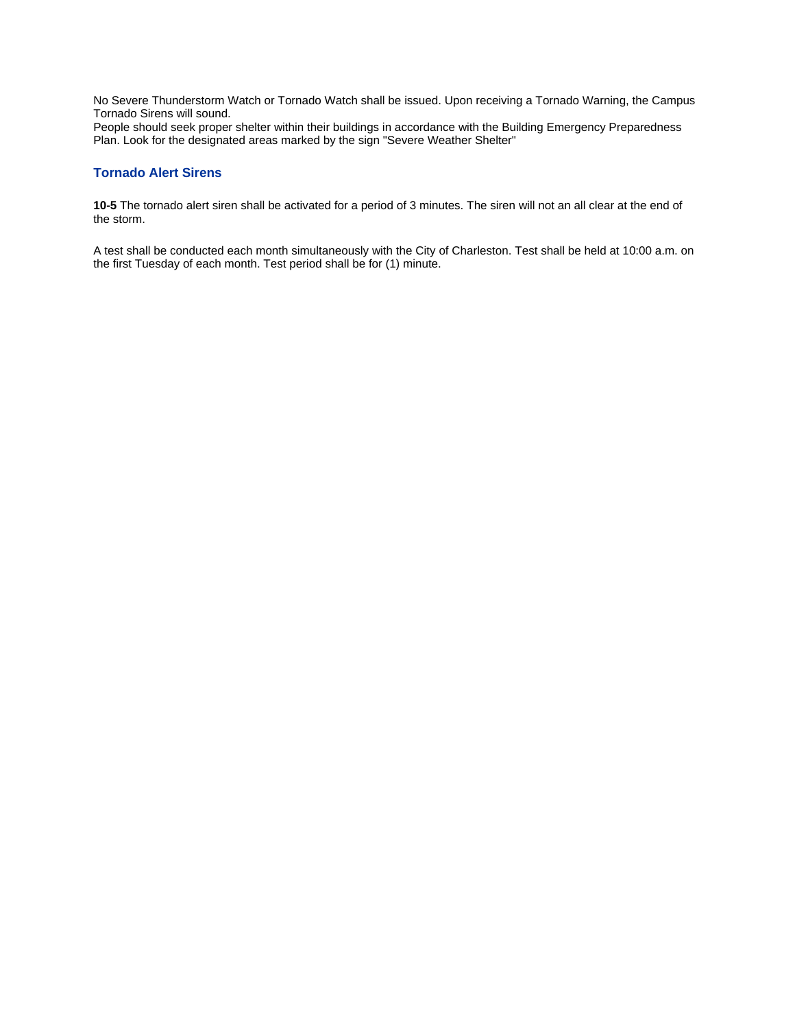No Severe Thunderstorm Watch or Tornado Watch shall be issued. Upon receiving a Tornado Warning, the Campus Tornado Sirens will sound.
People should seek proper shelter within their buildings in accordance with the Building Emergency Preparedness Plan. Look for the designated areas marked by the sign "Severe Weather Shelter"

## Tornado Alert Sirens

**10-5** The tornado alert siren shall be activated for a period of 3 minutes. The siren will not an all clear at the end of the storm.

A test shall be conducted each month simultaneously with the City of Charleston. Test shall be held at 10:00 a.m. on the first Tuesday of each month. Test period shall be for (1) minute.